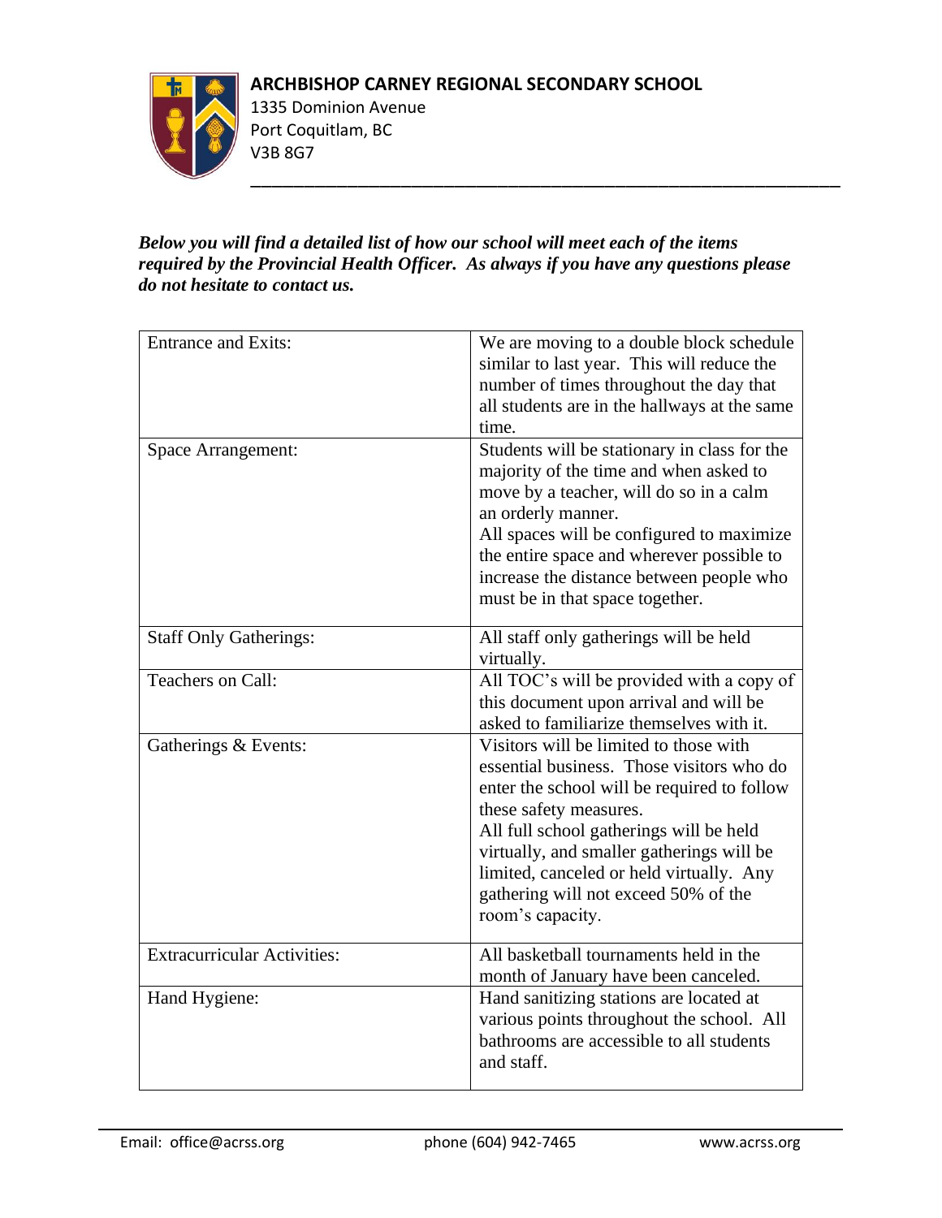**ARCHBISHOP CARNEY REGIONAL SECONDARY SCHOOL**
1335 Dominion Avenue
Port Coquitlam, BC
V3B 8G7

***Below you will find a detailed list of how our school will meet each of the items required by the Provincial Health Officer. As always if you have any questions please do not hesitate to contact us.***

| | |
|---|---|
| Entrance and Exits: | We are moving to a double block schedule similar to last year. This will reduce the number of times throughout the day that all students are in the hallways at the same time. |
| Space Arrangement: | Students will be stationary in class for the majority of the time and when asked to move by a teacher, will do so in a calm an orderly manner.<br>All spaces will be configured to maximize the entire space and wherever possible to increase the distance between people who must be in that space together. |
| Staff Only Gatherings: | All staff only gatherings will be held virtually. |
| Teachers on Call: | All TOC's will be provided with a copy of this document upon arrival and will be asked to familiarize themselves with it. |
| Gatherings & Events: | Visitors will be limited to those with essential business. Those visitors who do enter the school will be required to follow these safety measures.<br>All full school gatherings will be held virtually, and smaller gatherings will be limited, canceled or held virtually. Any gathering will not exceed 50% of the room's capacity. |
| Extracurricular Activities: | All basketball tournaments held in the month of January have been canceled. |
| Hand Hygiene: | Hand sanitizing stations are located at various points throughout the school. All bathrooms are accessible to all students and staff. |

Email: office@acrss.org phone (604) 942-7465 www.acrss.org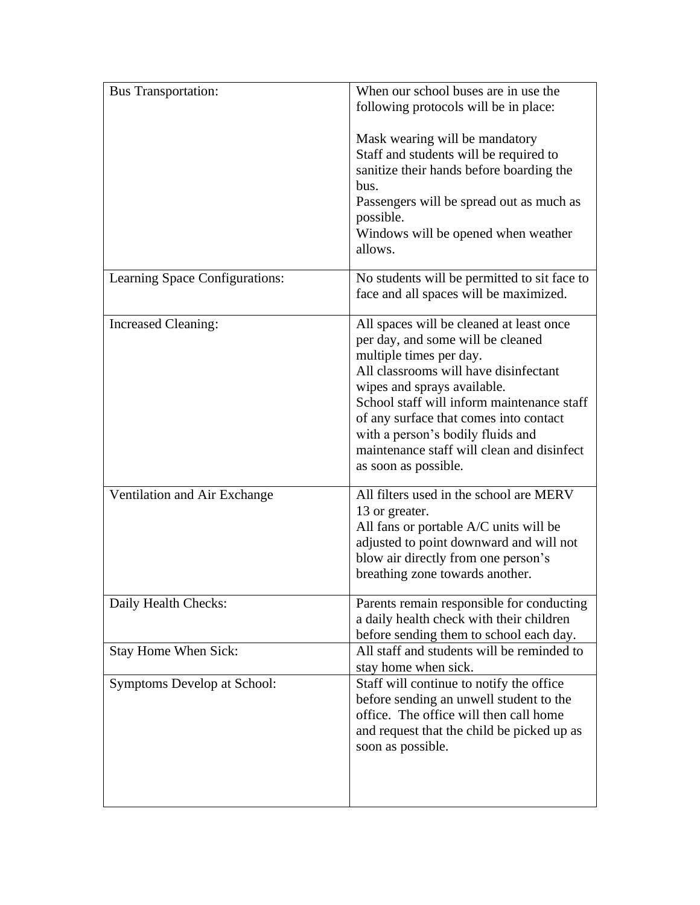| | |
|---|---|
| Bus Transportation: | When our school buses are in use the following protocols will be in place:<br><br>Mask wearing will be mandatory<br>Staff and students will be required to sanitize their hands before boarding the bus.<br>Passengers will be spread out as much as possible.<br>Windows will be opened when weather allows. |
| Learning Space Configurations: | No students will be permitted to sit face to face and all spaces will be maximized. |
| Increased Cleaning: | All spaces will be cleaned at least once per day, and some will be cleaned multiple times per day.<br>All classrooms will have disinfectant wipes and sprays available.<br>School staff will inform maintenance staff of any surface that comes into contact with a person's bodily fluids and maintenance staff will clean and disinfect as soon as possible. |
| Ventilation and Air Exchange | All filters used in the school are MERV 13 or greater.<br>All fans or portable A/C units will be adjusted to point downward and will not blow air directly from one person's breathing zone towards another. |
| Daily Health Checks: | Parents remain responsible for conducting a daily health check with their children before sending them to school each day. |
| Stay Home When Sick: | All staff and students will be reminded to stay home when sick. |
| Symptoms Develop at School: | Staff will continue to notify the office before sending an unwell student to the office. The office will then call home and request that the child be picked up as soon as possible. |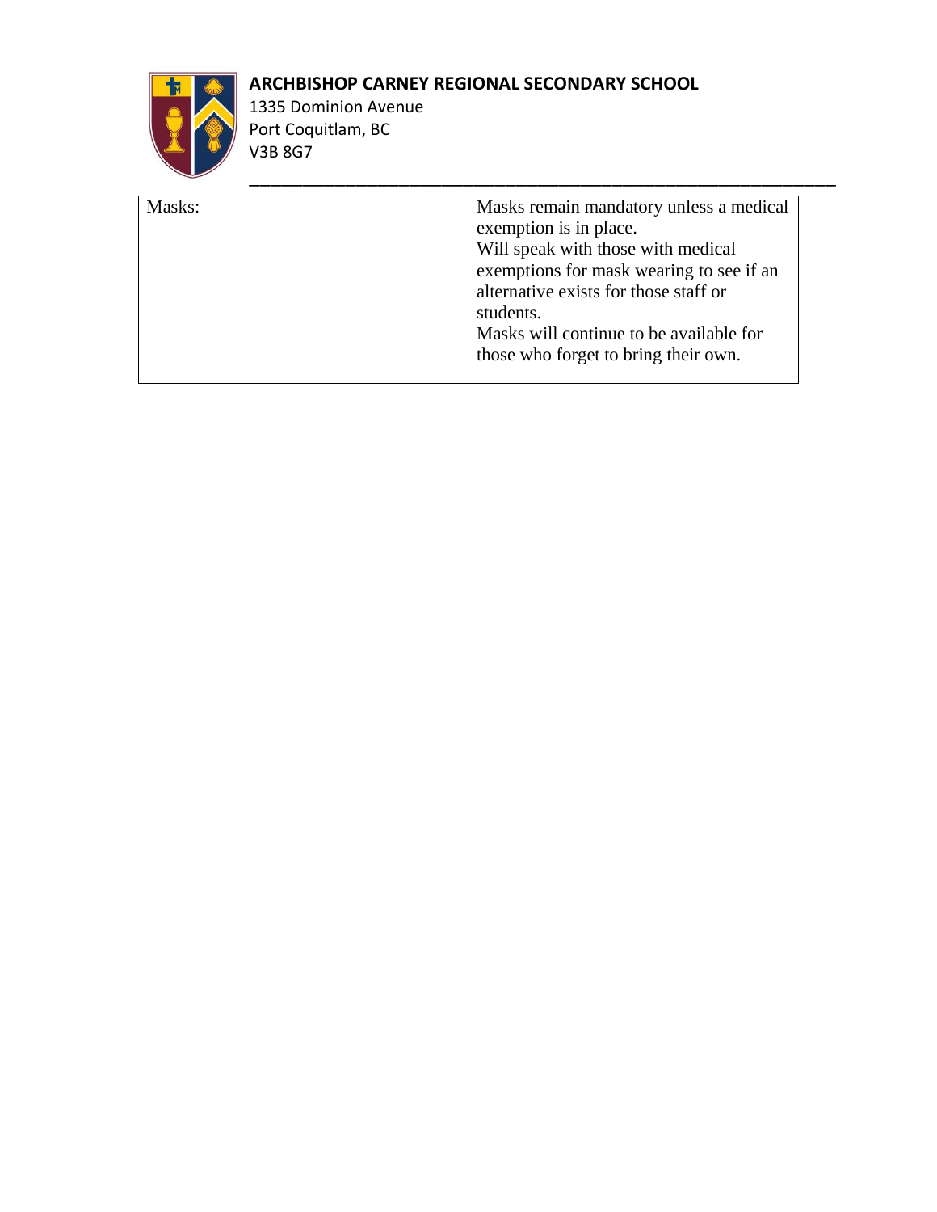**ARCHBISHOP CARNEY REGIONAL SECONDARY SCHOOL**
1335 Dominion Avenue
Port Coquitlam, BC
V3B 8G7

| | |
|---|---|
| Masks: | Masks remain mandatory unless a medical exemption is in place.<br>Will speak with those with medical exemptions for mask wearing to see if an alternative exists for those staff or students.<br>Masks will continue to be available for those who forget to bring their own. |